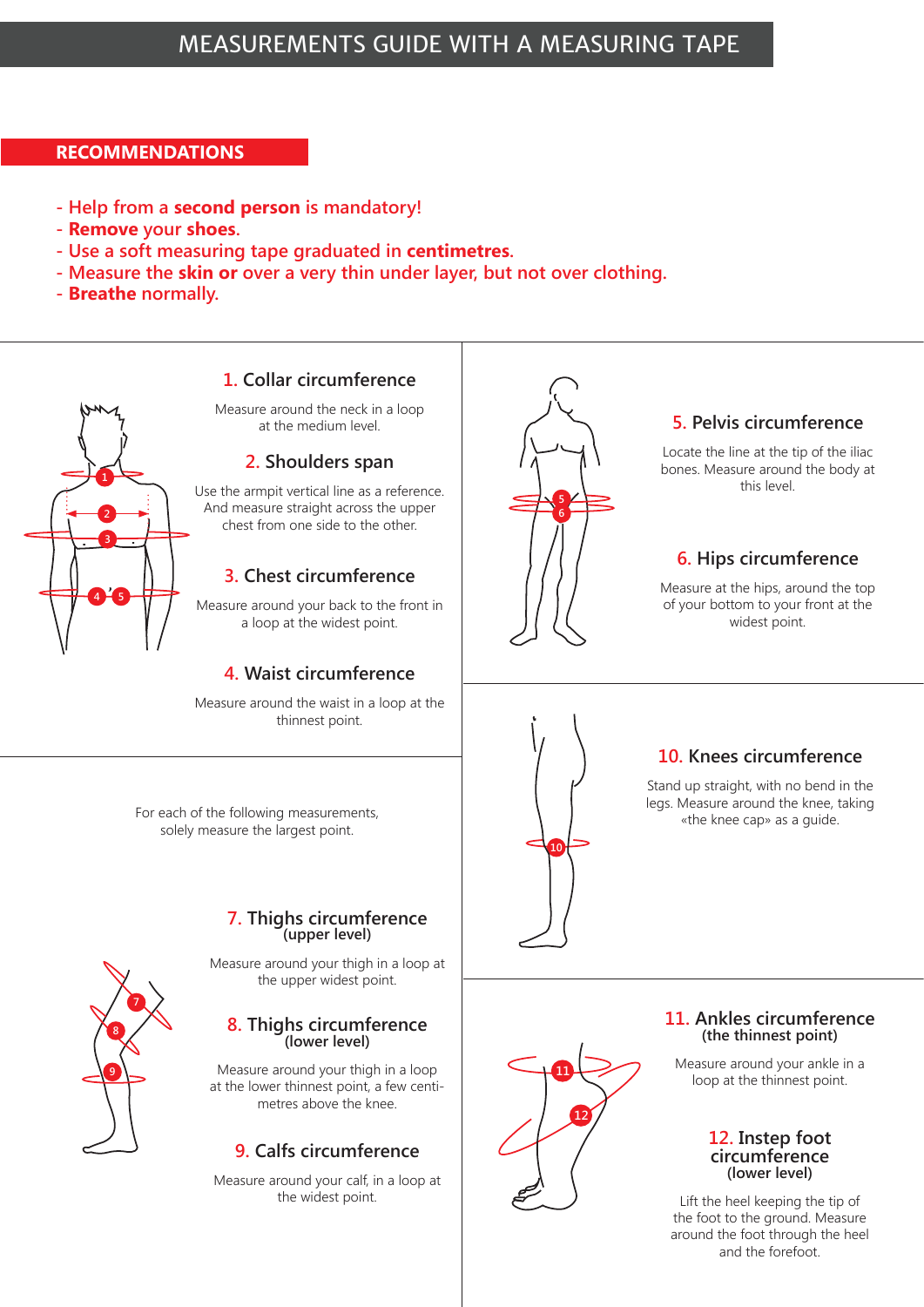# MEASUREMENTS GUIDE WITH A MEASURING TAPE

## RECOMMENDATIONS

- Help from a **second person** is mandatory!
- **Remove** your **shoes**.
- Use a soft measuring tape graduated in **centimetres**.
- Measure the **skin or** over a very thin under layer, but not over clothing.
- **Breathe** normally.

### 1. Collar circumference

Measure around the neck in a loop at the medium level.

### 2. Shoulders span

Use the armpit vertical line as a reference. And measure straight across the upper chest from one side to the other.

### 3. Chest circumference

Measure around your back to the front in a loop at the widest point.

### 4. Waist circumference

Measure around the waist in a loop at the thinnest point.

### 5. Pelvis circumference

Locate the line at the tip of the iliac bones. Measure around the body at this level.

### 6. Hips circumference

Measure at the hips, around the top of your bottom to your front at the widest point.

For each of the following measurements, solely measure the largest point.

### 7. Thighs circumference (upper level)

Measure around your thigh in a loop at the upper widest point.

### 8. Thighs circumference (lower level)

Measure around your thigh in a loop at the lower thinnest point, a few centimetres above the knee.

### 9. Calfs circumference

Measure around your calf, in a loop at the widest point.

### 10. Knees circumference

Stand up straight, with no bend in the legs. Measure around the knee, taking «the knee cap» as a guide.

### 11. Ankles circumference (the thinnest point)

Measure around your ankle in a loop at the thinnest point.

### 12. Instep foot circumference (lower level)

Lift the heel keeping the tip of the foot to the ground. Measure around the foot through the heel and the forefoot.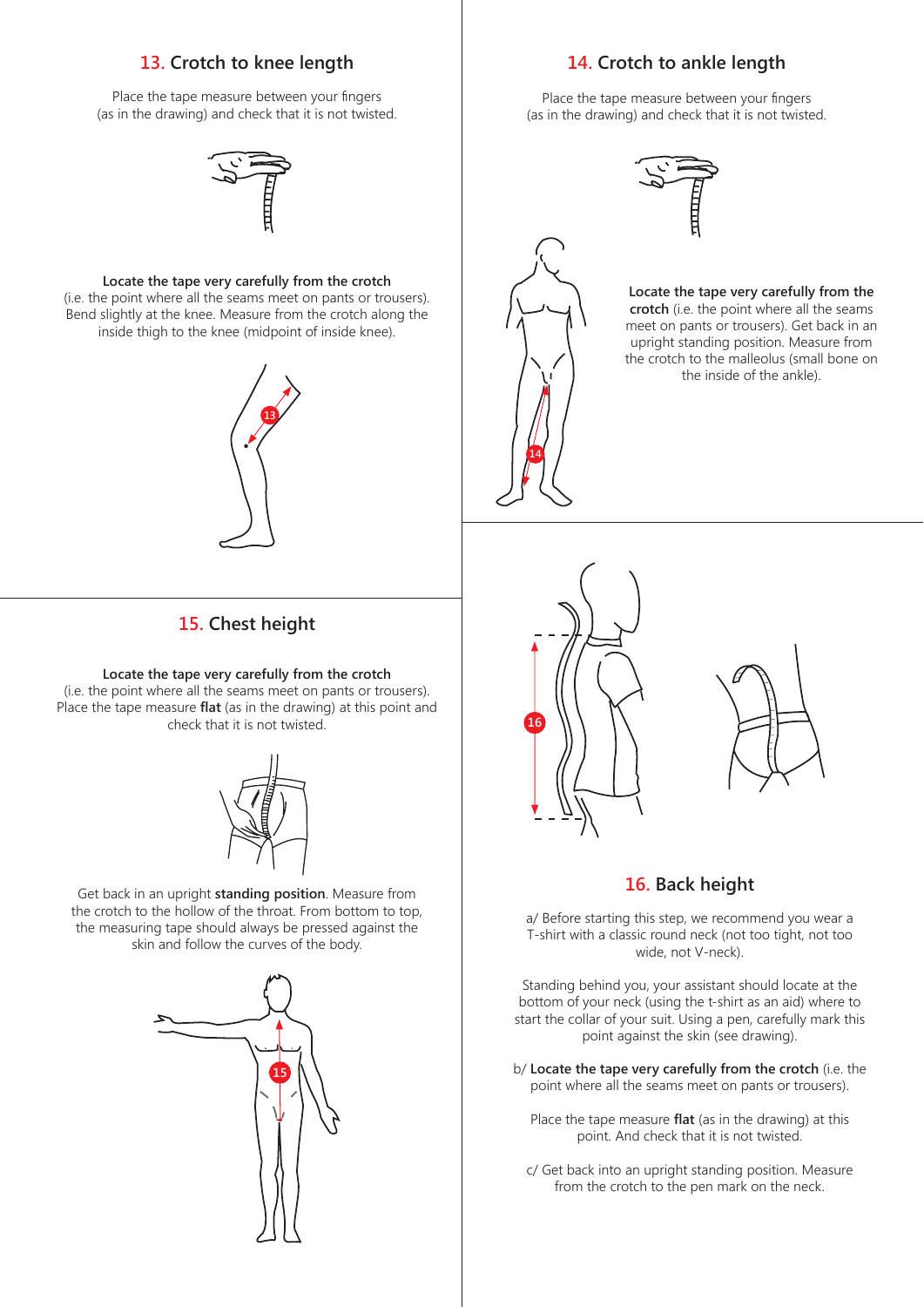## 13. Crotch to knee length

Place the tape measure between your fingers (as in the drawing) and check that it is not twisted.

**Locate the tape very carefully from the crotch** (i.e. the point where all the seams meet on pants or trousers). Bend slightly at the knee. Measure from the crotch along the inside thigh to the knee (midpoint of inside knee).

## 14. Crotch to ankle length

Place the tape measure between your fingers (as in the drawing) and check that it is not twisted.

**Locate the tape very carefully from the crotch** (i.e. the point where all the seams meet on pants or trousers). Get back in an upright standing position. Measure from the crotch to the malleolus (small bone on the inside of the ankle).

## 15. Chest height

**Locate the tape very carefully from the crotch** (i.e. the point where all the seams meet on pants or trousers). Place the tape measure **flat** (as in the drawing) at this point and check that it is not twisted.

Get back in an upright **standing position**. Measure from the crotch to the hollow of the throat. From bottom to top, the measuring tape should always be pressed against the skin and follow the curves of the body.

## 16. Back height

a/ Before starting this step, we recommend you wear a T-shirt with a classic round neck (not too tight, not too wide, not V-neck).

Standing behind you, your assistant should locate at the bottom of your neck (using the t-shirt as an aid) where to start the collar of your suit. Using a pen, carefully mark this point against the skin (see drawing).

b/ **Locate the tape very carefully from the crotch** (i.e. the point where all the seams meet on pants or trousers).

Place the tape measure **flat** (as in the drawing) at this point. And check that it is not twisted.

c/ Get back into an upright standing position. Measure from the crotch to the pen mark on the neck.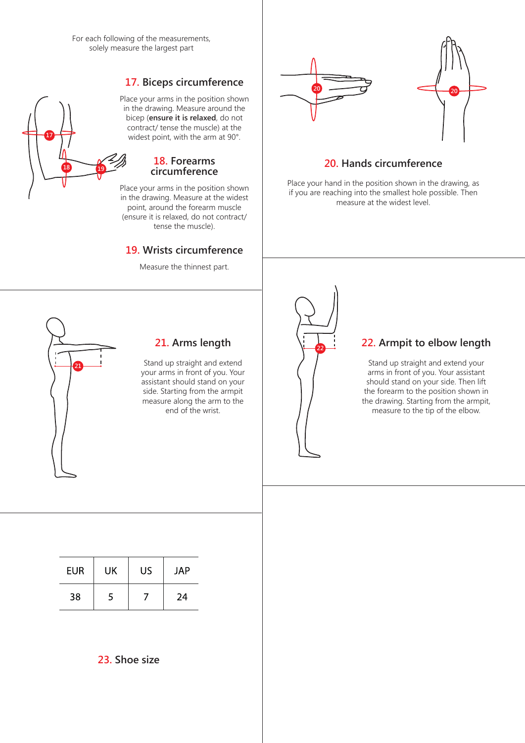For each following of the measurements, solely measure the largest part

## 17. Biceps circumference

Place your arms in the position shown in the drawing. Measure around the bicep (**ensure it is relaxed**, do not contract/ tense the muscle) at the widest point, with the arm at 90°.

## 18. Forearms circumference

Place your arms in the position shown in the drawing. Measure at the widest point, around the forearm muscle (ensure it is relaxed, do not contract/ tense the muscle).

## 19. Wrists circumference

Measure the thinnest part.

## 20. Hands circumference

Place your hand in the position shown in the drawing, as if you are reaching into the smallest hole possible. Then measure at the widest level.

## 21. Arms length

Stand up straight and extend your arms in front of you. Your assistant should stand on your side. Starting from the armpit measure along the arm to the end of the wrist.

## 22. Armpit to elbow length

Stand up straight and extend your arms in front of you. Your assistant should stand on your side. Then lift the forearm to the position shown in the drawing. Starting from the armpit, measure to the tip of the elbow.

| EUR | UK | US | JAP |
|---|---|---|---|
| 38 | 5 | 7 | 24 |

## 23. Shoe size